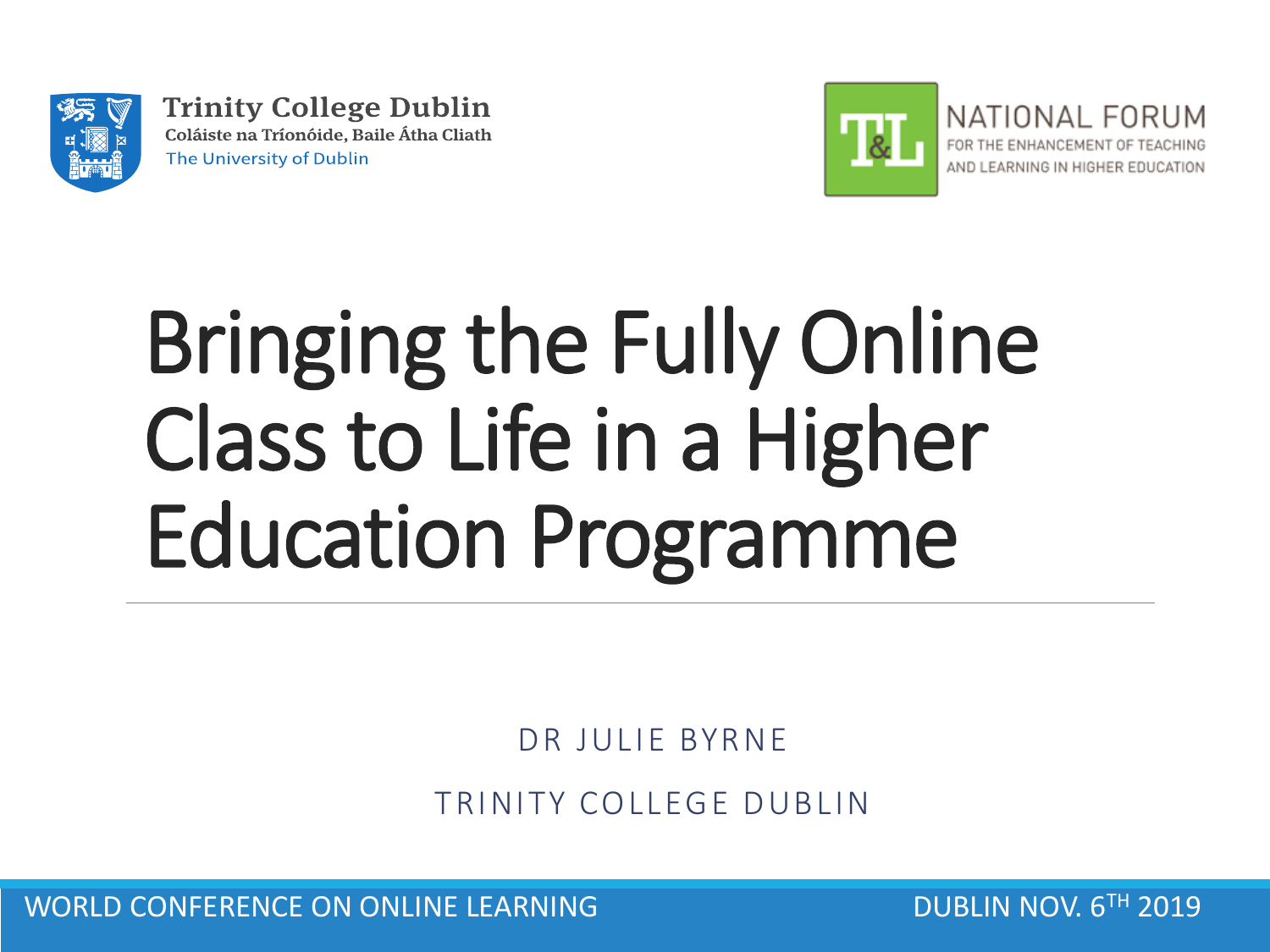Trinity College Dublin
Coláiste na Tríonóide, Baile Átha Cliath
The University of Dublin

NATIONAL FORUM
FOR THE ENHANCEMENT OF TEACHING AND LEARNING IN HIGHER EDUCATION

# Bringing the Fully Online Class to Life in a Higher Education Programme

DR JULIE BYRNE

TRINITY COLLEGE DUBLIN

WORLD CONFERENCE ON ONLINE LEARNING

DUBLIN NOV. 6TH 2019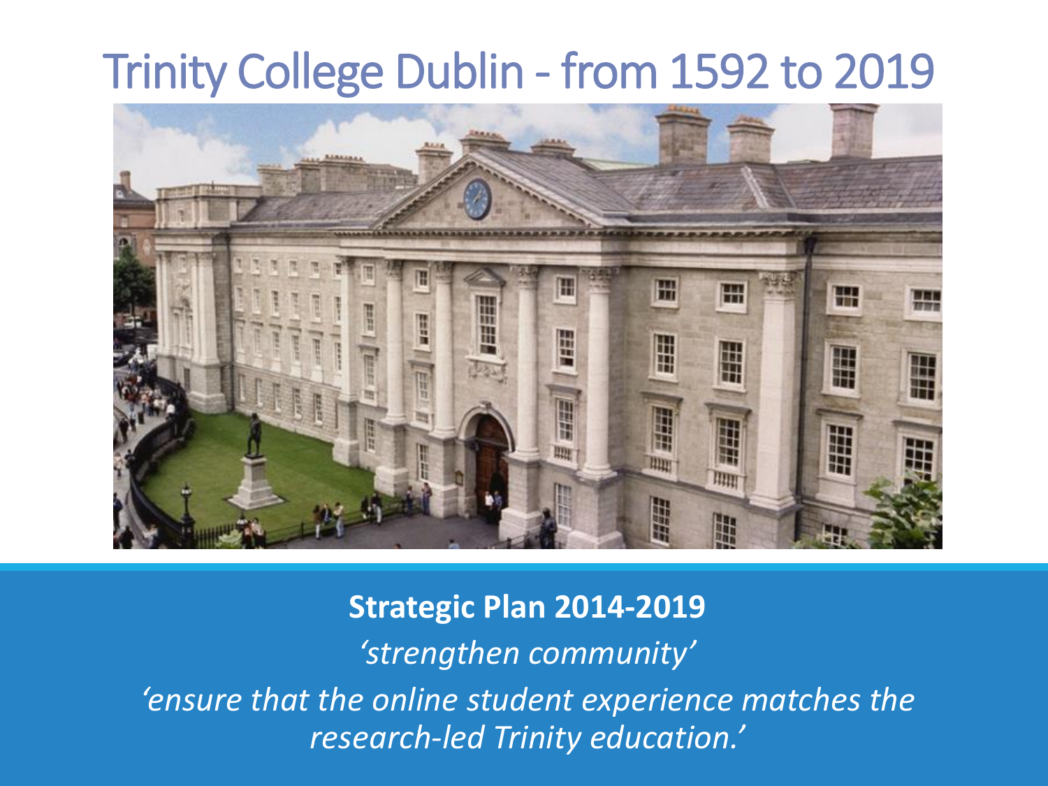# Trinity College Dublin - from 1592 to 2019

**Strategic Plan 2014-2019**

*'strengthen community'*

*'ensure that the online student experience matches the research-led Trinity education.'*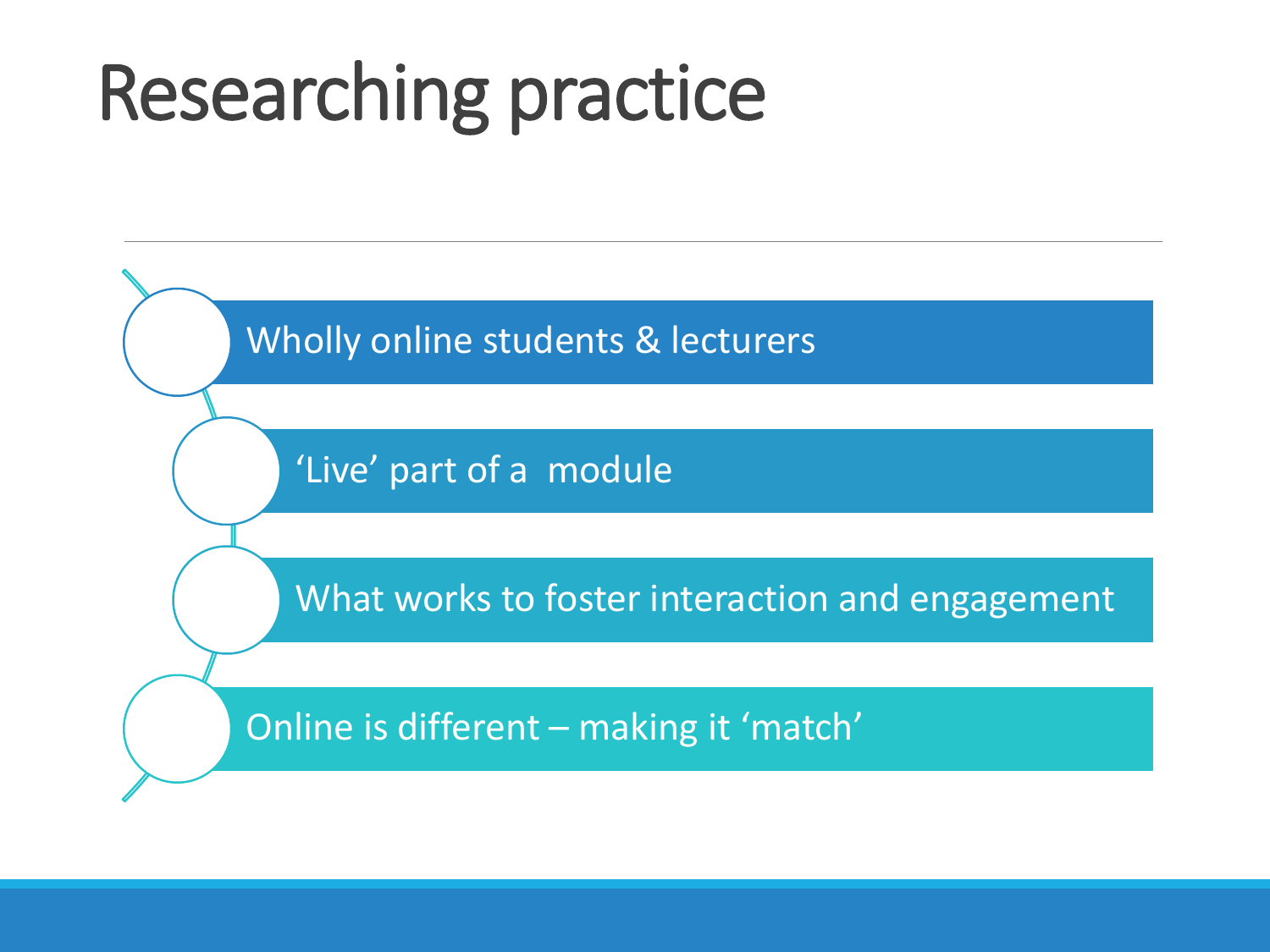# Researching practice

- Wholly online students & lecturers
- 'Live' part of a module
- What works to foster interaction and engagement
- Online is different – making it 'match'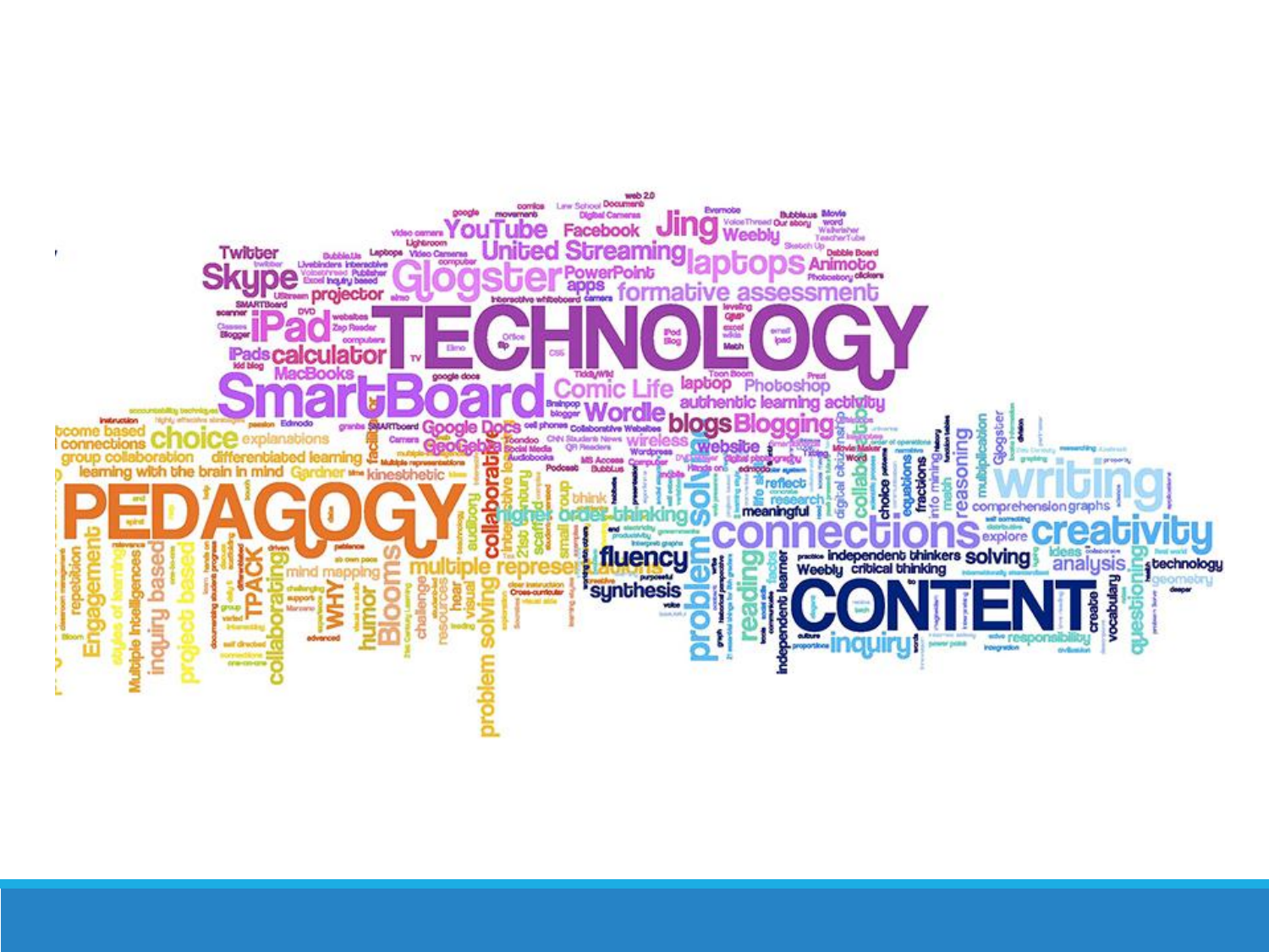TECHNOLOGY

PEDAGOGY

CONTENT

SmartBoard Glogster Skype iPad calculator YouTube Facebook Jing Weebly laptops Twitter United Streaming PowerPoint apps formative assessment projector iPads MacBooks Comic Life Photoshop authentic learning activity Wordle blogs Blogging Google Docs GeoGebra wireless website Animoto

choice explanations group collaboration differentiated learning learning with the brain in mind Gardner kinesthetic outcome based connections multiple representations higher order thinking fluency synthesis problem solving collaborative mind mapping Blooms humor WHY TPACK collaborating inquiry based project based Engagement Multiple Intelligences repetition challenge visual auditory

writing creativity connections reasoning multiplication fractions equations comprehension graphs explore analysis technology geometry independent thinkers solving critical thinking inquiry responsibility vocabulary questioning reading meaningful reflect research independent learner create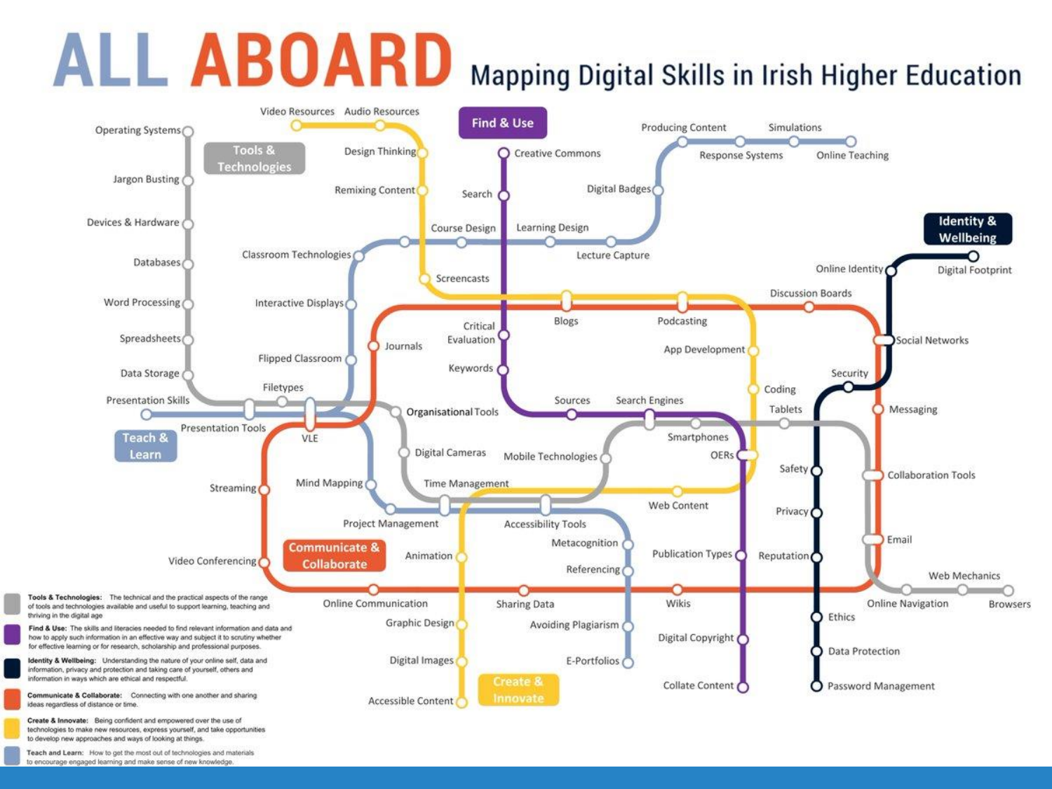# ALL ABOARD Mapping Digital Skills in Irish Higher Education

**Tools & Technologies**

Operating Systems, Jargon Busting, Devices & Hardware, Databases, Word Processing, Spreadsheets, Data Storage, Presentation Skills, Presentation Tools, Filetypes, VLE, Organisational Tools, Digital Cameras, Time Management, Mobile Technologies, Smartphones, Tablets, Online Navigation, Web Mechanics, Browsers

**Find & Use**

Creative Commons, Search, Critical Evaluation, Keywords, Sources, Search Engines, OERs, Publication Types, Digital Copyright, Collate Content

**Identity & Wellbeing**

Digital Footprint, Online Identity, Social Networks, Security, Safety, Privacy, Reputation, Ethics, Data Protection, Password Management

**Communicate & Collaborate**

Journals, Blogs, Podcasting, Discussion Boards, Social Networks, Messaging, Collaboration Tools, Email, Wikis, Sharing Data, Online Communication, Video Conferencing, Streaming, VLE

**Create & Innovate**

Video Resources, Audio Resources, Design Thinking, Remixing Content, Screencasts, Blogs, Podcasting, App Development, Coding, OERs, Web Content, Animation, Graphic Design, Digital Images, Accessible Content

**Teach & Learn**

Producing Content, Simulations, Response Systems, Online Teaching, Digital Badges, Learning Design, Lecture Capture, Course Design, Classroom Technologies, Interactive Displays, Flipped Classroom, VLE, Mind Mapping, Project Management, Accessibility Tools, Metacognition, Referencing, Avoiding Plagiarism, E-Portfolios

**Tools & Technologies:** The technical and the practical aspects of the range of tools and technologies available and useful to support learning, teaching and thriving in the digital age

**Find & Use:** The skills and literacies needed to find relevant information and data and how to apply such information in an effective way and subject it to scrutiny whether for effective learning or for research, scholarship and professional purposes.

**Identity & Wellbeing:** Understanding the nature of your online self, data and information, privacy and protection and taking care of yourself, others and information in ways which are ethical and respectful.

**Communicate & Collaborate:** Connecting with one another and sharing ideas regardless of distance or time.

**Create & Innovate:** Being confident and empowered over the use of technologies to make new resources, express yourself, and take opportunities to develop new approaches and ways of looking at things.

**Teach and Learn:** How to get the most out of technologies and materials to encourage engaged learning and make sense of new knowledge.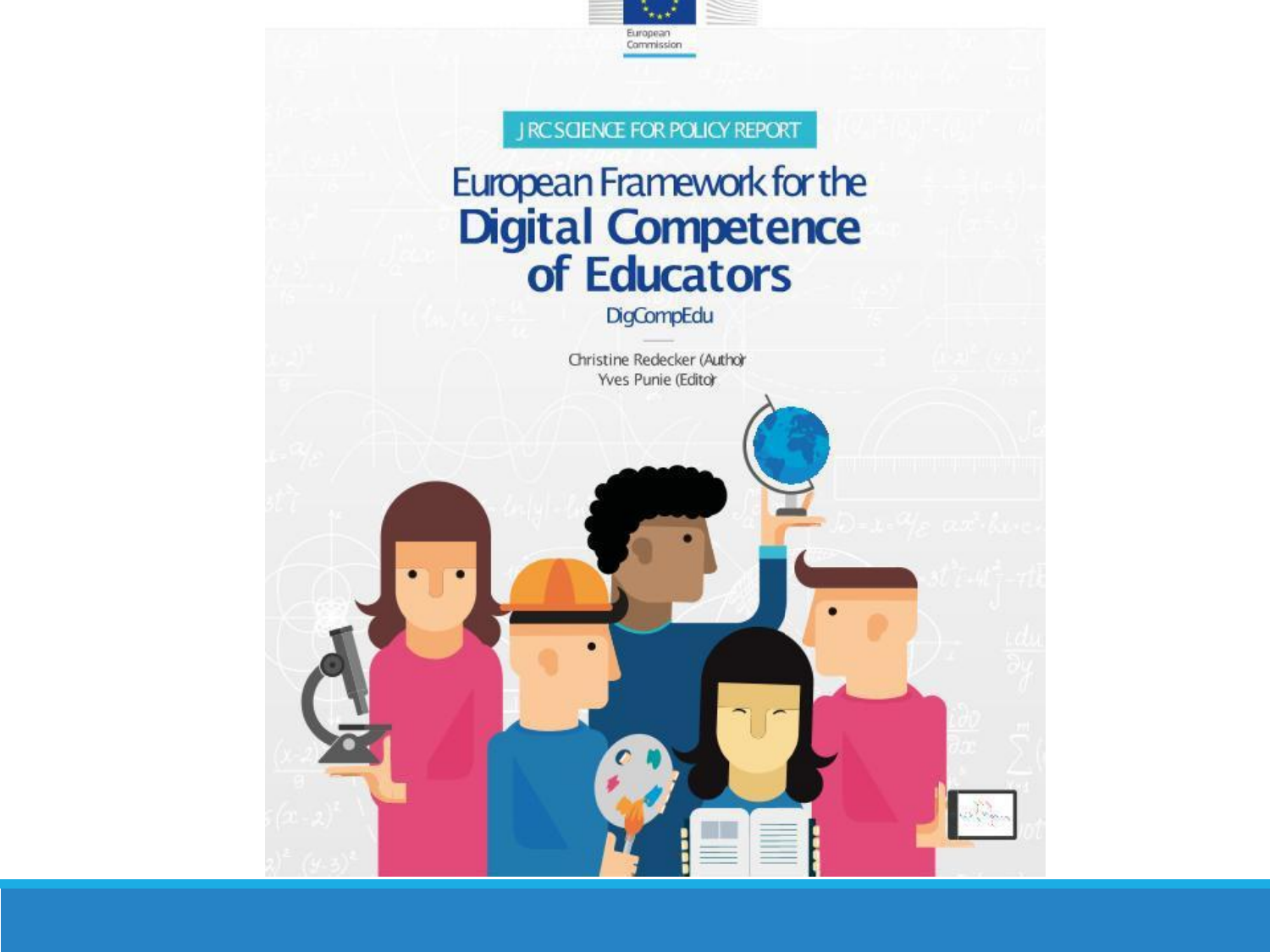European Commission

JRC SCIENCE FOR POLICY REPORT

# European Framework for the Digital Competence of Educators

## DigCompEdu

Christine Redecker (Author)
Yves Punie (Editor)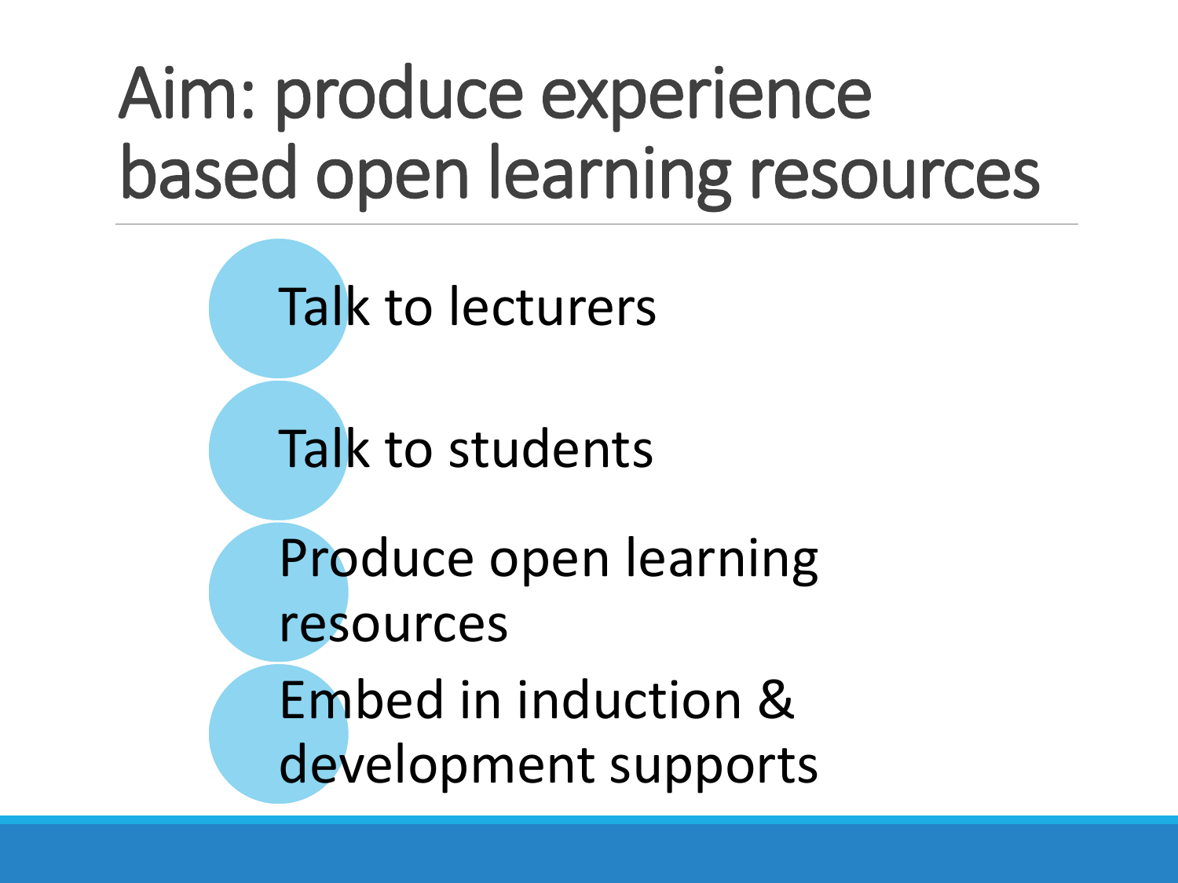# Aim: produce experience based open learning resources

- Talk to lecturers
- Talk to students
- Produce open learning resources
- Embed in induction & development supports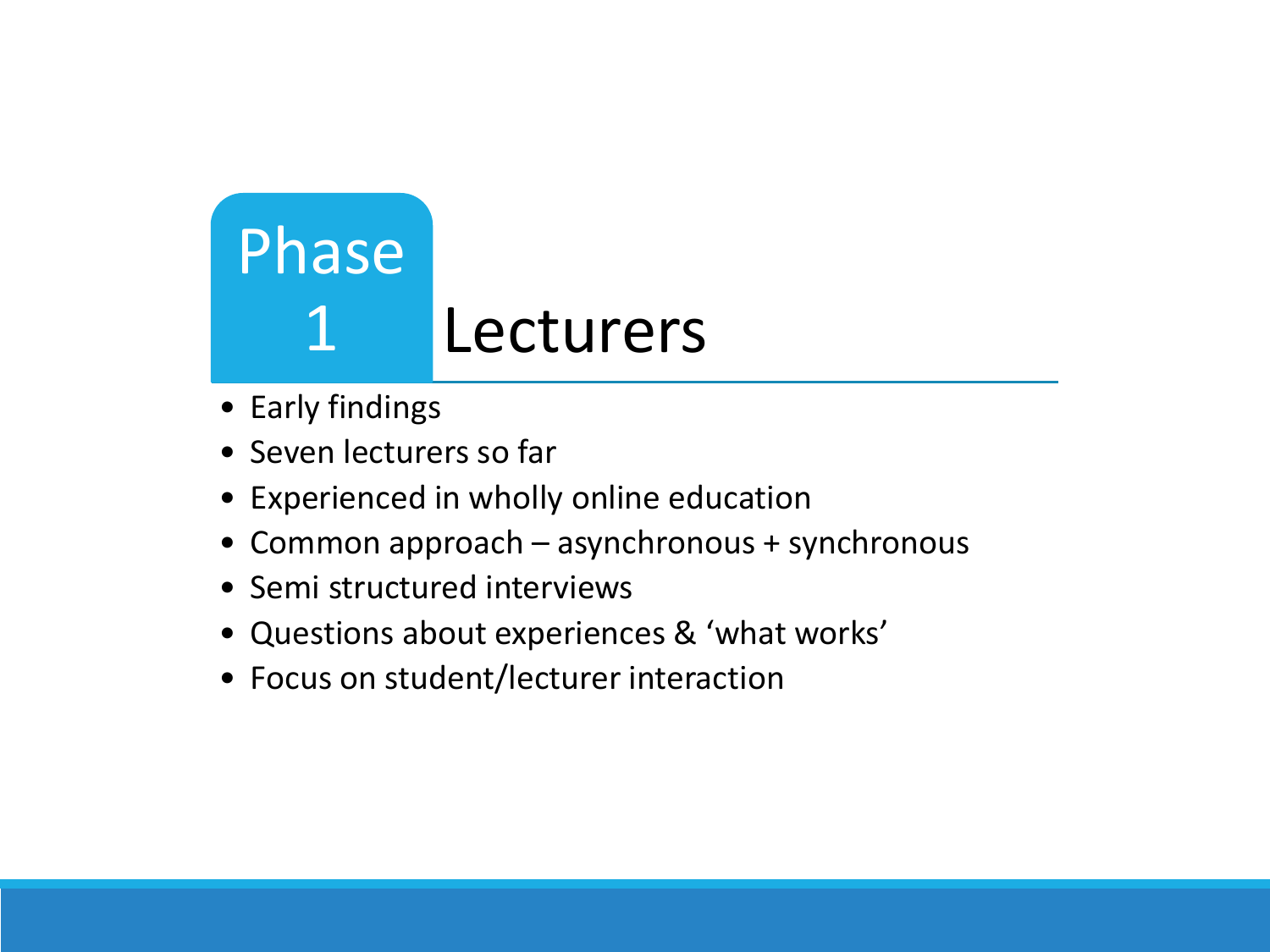# Phase 1 Lecturers

- Early findings
- Seven lecturers so far
- Experienced in wholly online education
- Common approach – asynchronous + synchronous
- Semi structured interviews
- Questions about experiences & 'what works'
- Focus on student/lecturer interaction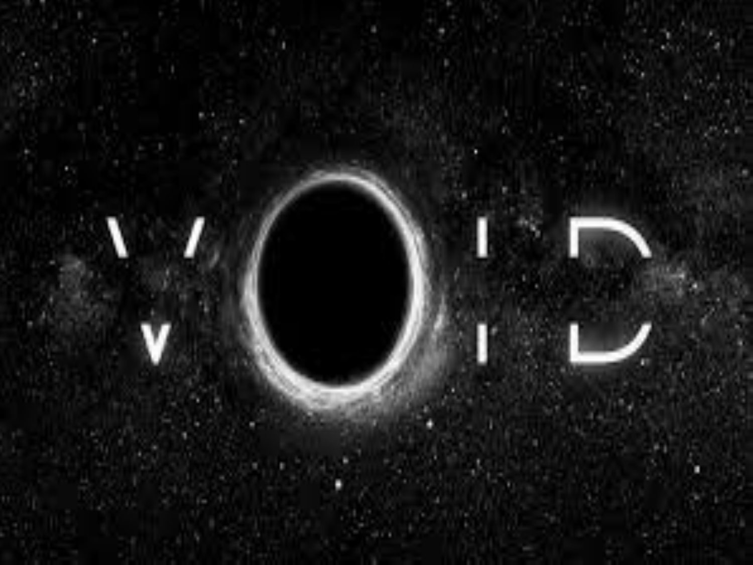# VOID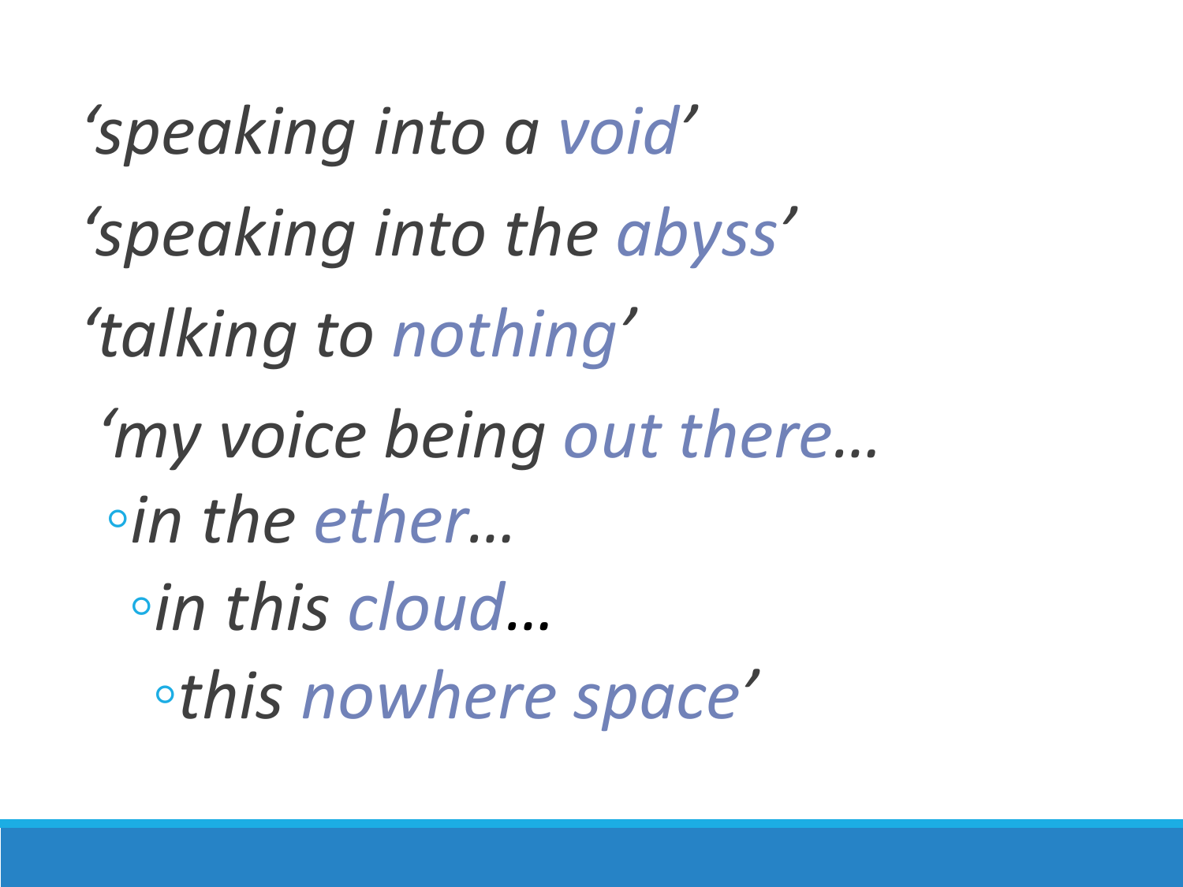*‘speaking into a void’*

*‘speaking into the abyss’*

*‘talking to nothing’*

*‘my voice being out there…*

- *in the ether…*
  - *in this cloud…*
    - *this nowhere space’*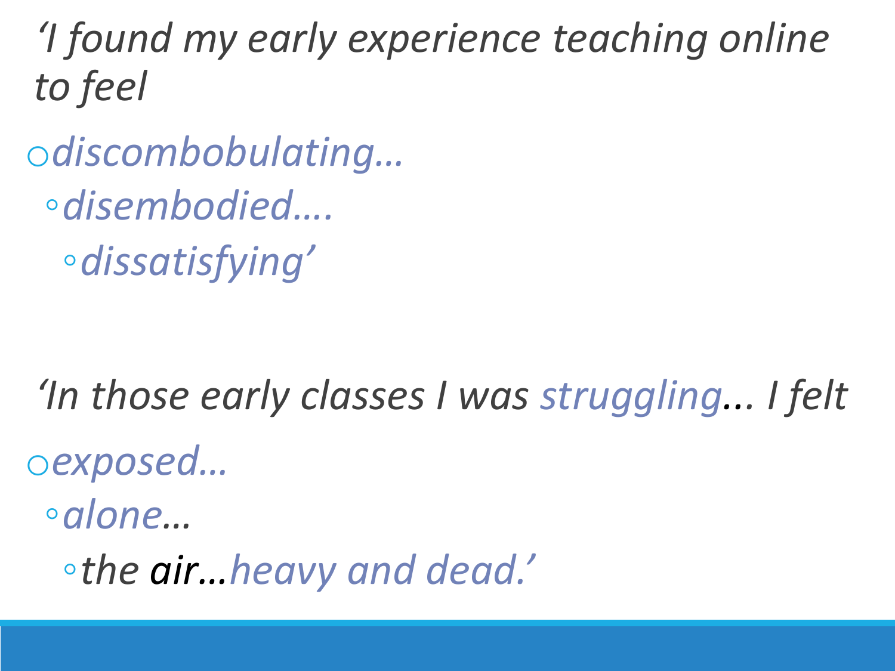*'I found my early experience teaching online to feel*

- *discombobulating…*
  - *disembodied….*
    - *dissatisfying'*

*'In those early classes I was struggling... I felt*

- *exposed…*
  - *alone…*
    - *the air…heavy and dead.'*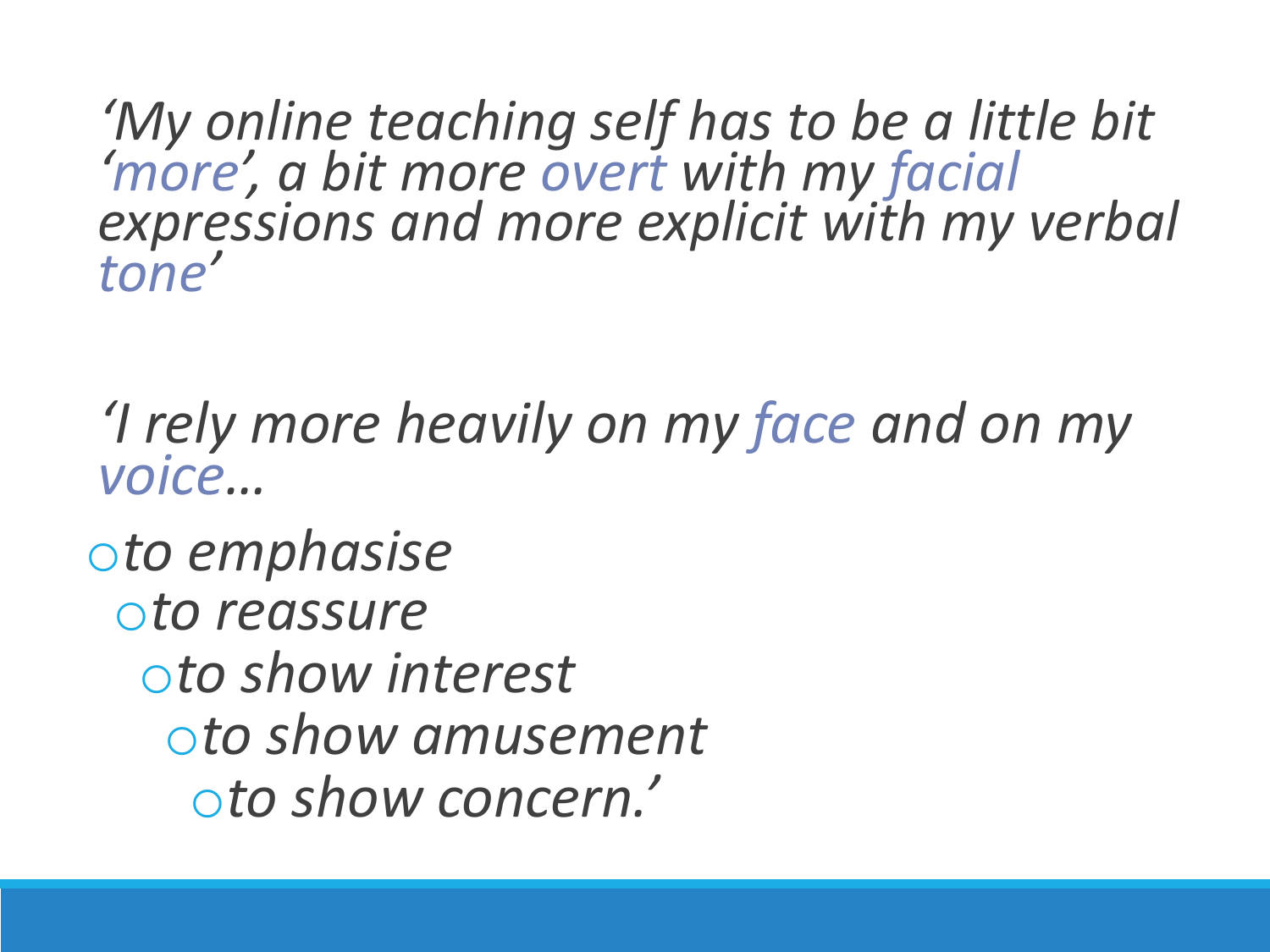*'My online teaching self has to be a little bit 'more', a bit more overt with my facial expressions and more explicit with my verbal tone'*

*'I rely more heavily on my face and on my voice…*

- *to emphasise*
- *to reassure*
- *to show interest*
- *to show amusement*
- *to show concern.'*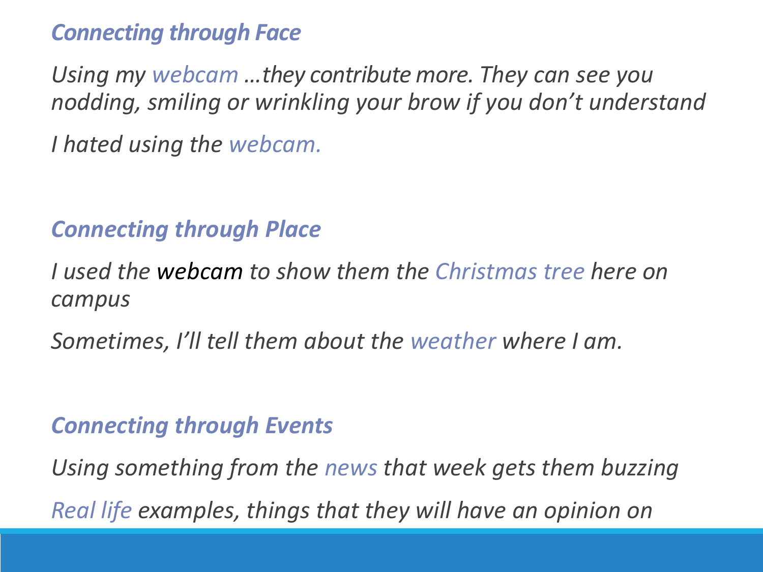### *Connecting through Face*

*Using my webcam …they contribute more. They can see you nodding, smiling or wrinkling your brow if you don't understand*

*I hated using the webcam.*

### *Connecting through Place*

*I used the webcam to show them the Christmas tree here on campus*

*Sometimes, I'll tell them about the weather where I am.*

### *Connecting through Events*

*Using something from the news that week gets them buzzing*

*Real life examples, things that they will have an opinion on*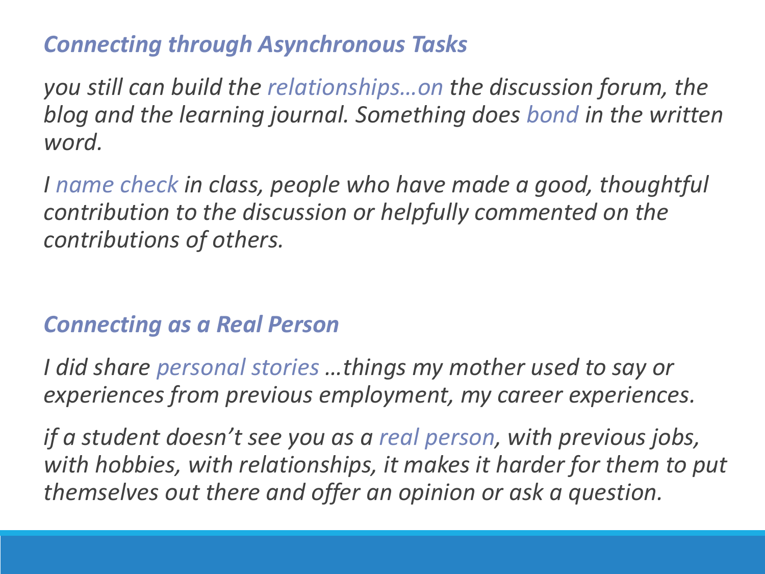## *Connecting through Asynchronous Tasks*

*you still can build the relationships…on the discussion forum, the blog and the learning journal. Something does bond in the written word.*

*I name check in class, people who have made a good, thoughtful contribution to the discussion or helpfully commented on the contributions of others.*

## *Connecting as a Real Person*

*I did share personal stories …things my mother used to say or experiences from previous employment, my career experiences.*

*if a student doesn't see you as a real person, with previous jobs, with hobbies, with relationships, it makes it harder for them to put themselves out there and offer an opinion or ask a question.*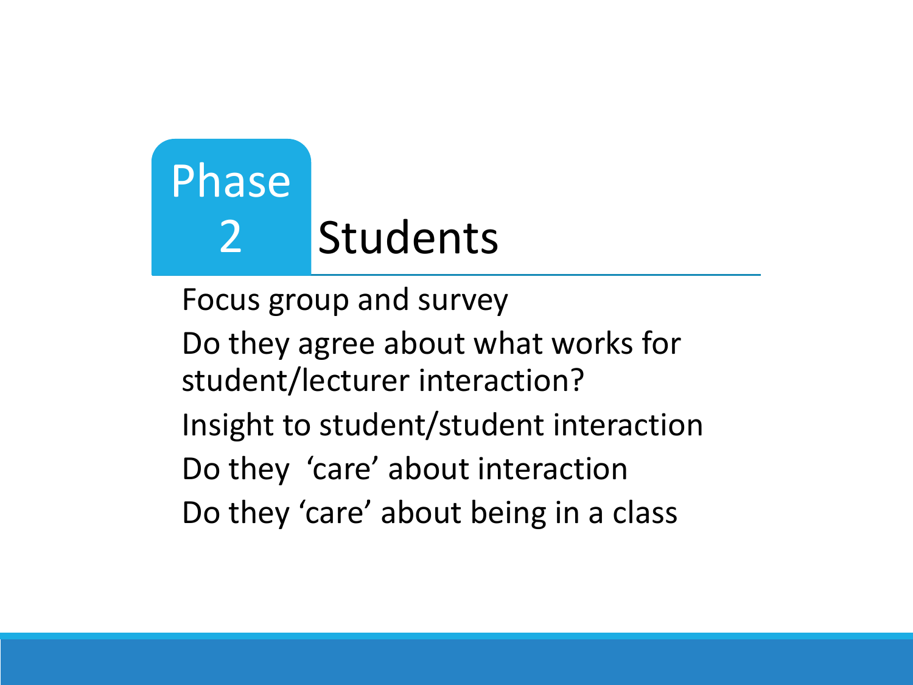# Phase 2 Students

Focus group and survey

Do they agree about what works for student/lecturer interaction?

Insight to student/student interaction

Do they  'care' about interaction

Do they 'care' about being in a class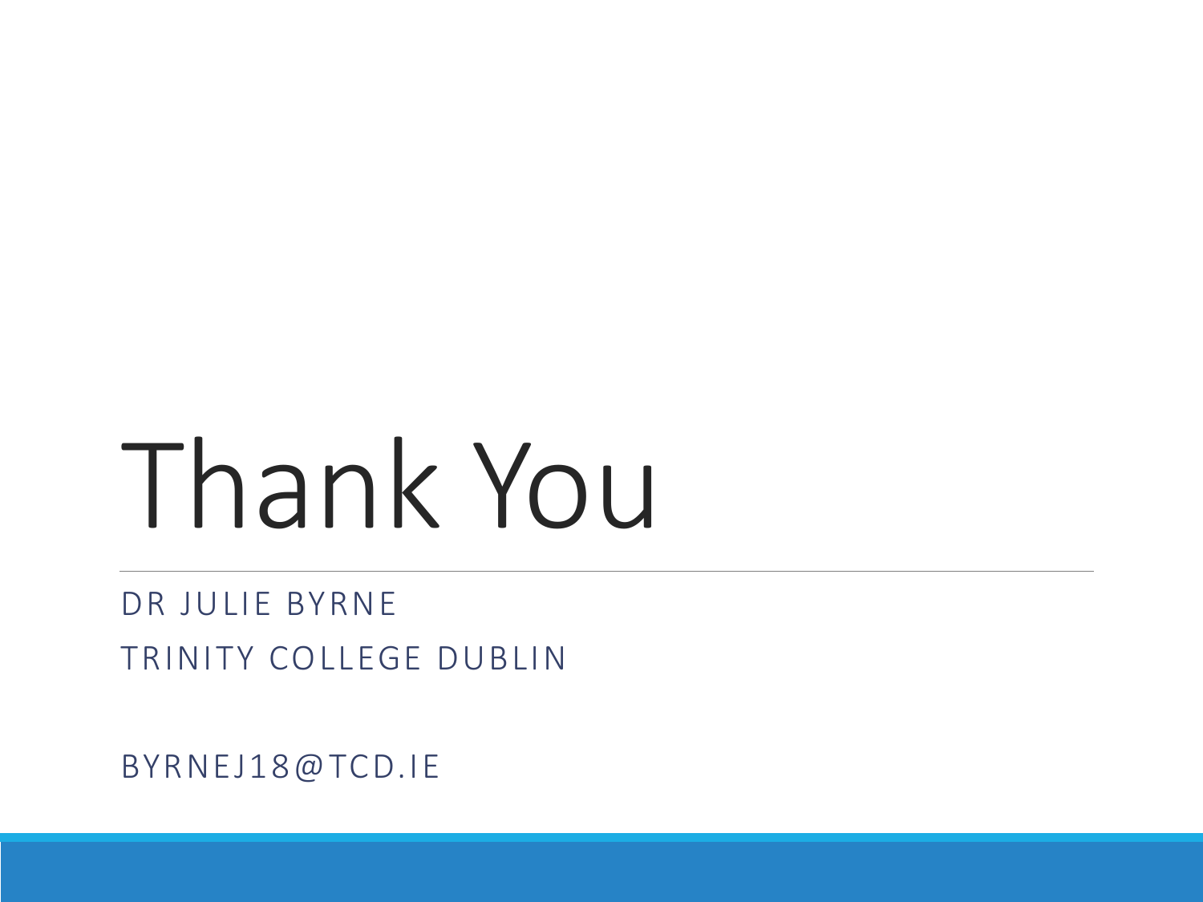# Thank You

DR JULIE BYRNE

TRINITY COLLEGE DUBLIN

BYRNEJ18@TCD.IE